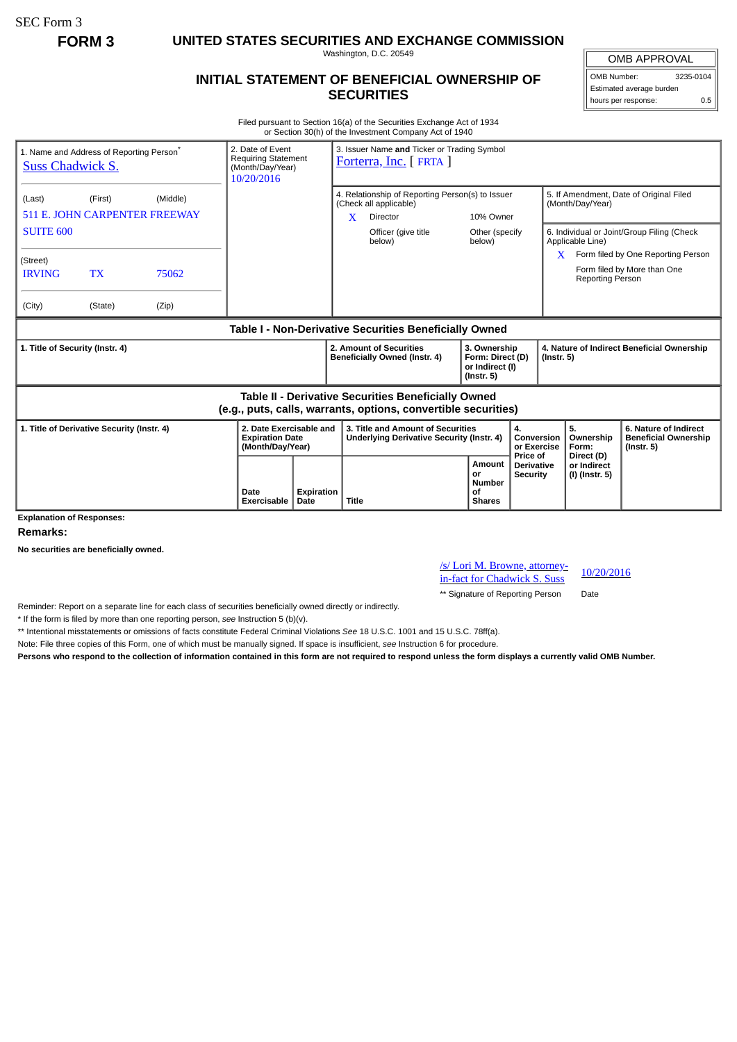SEC Form 3

**FORM 3**

# UNITED STATES SECURITIES AND EXCHANGE COMMISSION

Washington, D.C. 20549

## INITIAL STATEMENT OF BENEFICIAL OWNERSHIP OF SECURITIES

| OMB APPROVAL | |
|---|---|
| OMB Number: | 3235-0104 |
| Estimated average burden | |
| hours per response: | 0.5 |

Filed pursuant to Section 16(a) of the Securities Exchange Act of 1934
or Section 30(h) of the Investment Company Act of 1940

1. Name and Address of Reporting Person*
Suss Chadwick S.

(Last) (First) (Middle)
511 E. JOHN CARPENTER FREEWAY
SUITE 600

(Street)
IRVING TX 75062

(City) (State) (Zip)

2. Date of Event Requiring Statement (Month/Day/Year)
10/20/2016

3. Issuer Name **and** Ticker or Trading Symbol
Forterra, Inc. [ FRTA ]

4. Relationship of Reporting Person(s) to Issuer (Check all applicable)
X Director
10% Owner
Officer (give title below)
Other (specify below)

5. If Amendment, Date of Original Filed (Month/Day/Year)

6. Individual or Joint/Group Filing (Check Applicable Line)
X Form filed by One Reporting Person
Form filed by More than One Reporting Person

### Table I - Non-Derivative Securities Beneficially Owned

| 1. Title of Security (Instr. 4) | 2. Amount of Securities Beneficially Owned (Instr. 4) | 3. Ownership Form: Direct (D) or Indirect (I) (Instr. 5) | 4. Nature of Indirect Beneficial Ownership (Instr. 5) |
|---|---|---|---|

### Table II - Derivative Securities Beneficially Owned (e.g., puts, calls, warrants, options, convertible securities)

| 1. Title of Derivative Security (Instr. 4) | 2. Date Exercisable and Expiration Date (Month/Day/Year) | | 3. Title and Amount of Securities Underlying Derivative Security (Instr. 4) | | 4. Conversion or Exercise Price of Derivative Security | 5. Ownership Form: Direct (D) or Indirect (I) (Instr. 5) | 6. Nature of Indirect Beneficial Ownership (Instr. 5) |
|---|---|---|---|---|---|---|---|
| | Date Exercisable | Expiration Date | Title | Amount or Number of Shares | | | |

**Explanation of Responses:**

**Remarks:**

**No securities are beneficially owned.**

/s/ Lori M. Browne, attorney-in-fact for Chadwick S. Suss 10/20/2016

** Signature of Reporting Person Date

Reminder: Report on a separate line for each class of securities beneficially owned directly or indirectly.

* If the form is filed by more than one reporting person, *see* Instruction 5 (b)(v).

** Intentional misstatements or omissions of facts constitute Federal Criminal Violations *See* 18 U.S.C. 1001 and 15 U.S.C. 78ff(a).

Note: File three copies of this Form, one of which must be manually signed. If space is insufficient, *see* Instruction 6 for procedure.

**Persons who respond to the collection of information contained in this form are not required to respond unless the form displays a currently valid OMB Number.**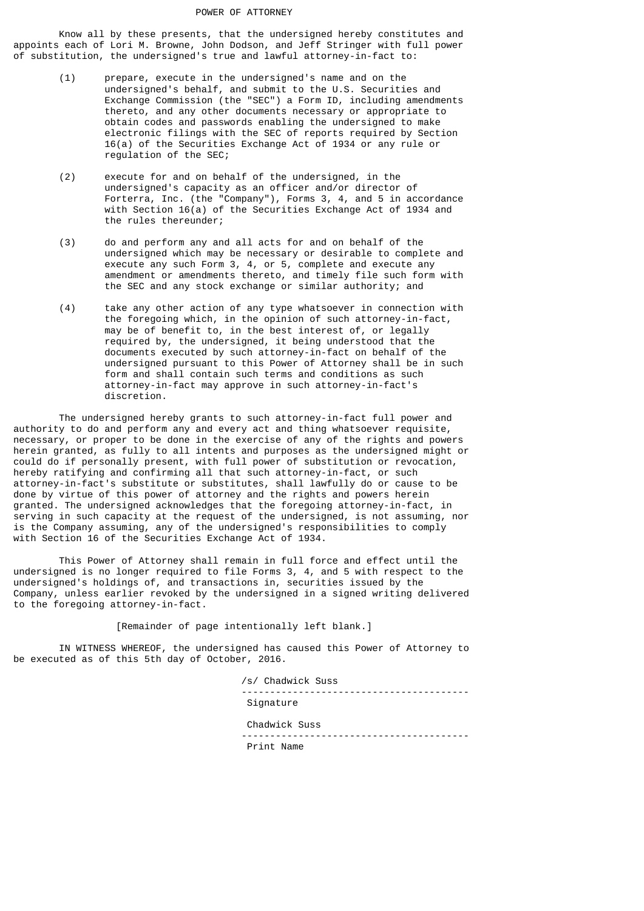# POWER OF ATTORNEY

Know all by these presents, that the undersigned hereby constitutes and appoints each of Lori M. Browne, John Dodson, and Jeff Stringer with full power of substitution, the undersigned's true and lawful attorney-in-fact to:

(1) prepare, execute in the undersigned's name and on the undersigned's behalf, and submit to the U.S. Securities and Exchange Commission (the "SEC") a Form ID, including amendments thereto, and any other documents necessary or appropriate to obtain codes and passwords enabling the undersigned to make electronic filings with the SEC of reports required by Section 16(a) of the Securities Exchange Act of 1934 or any rule or regulation of the SEC;

(2) execute for and on behalf of the undersigned, in the undersigned's capacity as an officer and/or director of Forterra, Inc. (the "Company"), Forms 3, 4, and 5 in accordance with Section 16(a) of the Securities Exchange Act of 1934 and the rules thereunder;

(3) do and perform any and all acts for and on behalf of the undersigned which may be necessary or desirable to complete and execute any such Form 3, 4, or 5, complete and execute any amendment or amendments thereto, and timely file such form with the SEC and any stock exchange or similar authority; and

(4) take any other action of any type whatsoever in connection with the foregoing which, in the opinion of such attorney-in-fact, may be of benefit to, in the best interest of, or legally required by, the undersigned, it being understood that the documents executed by such attorney-in-fact on behalf of the undersigned pursuant to this Power of Attorney shall be in such form and shall contain such terms and conditions as such attorney-in-fact may approve in such attorney-in-fact's discretion.

The undersigned hereby grants to such attorney-in-fact full power and authority to do and perform any and every act and thing whatsoever requisite, necessary, or proper to be done in the exercise of any of the rights and powers herein granted, as fully to all intents and purposes as the undersigned might or could do if personally present, with full power of substitution or revocation, hereby ratifying and confirming all that such attorney-in-fact, or such attorney-in-fact's substitute or substitutes, shall lawfully do or cause to be done by virtue of this power of attorney and the rights and powers herein granted. The undersigned acknowledges that the foregoing attorney-in-fact, in serving in such capacity at the request of the undersigned, is not assuming, nor is the Company assuming, any of the undersigned's responsibilities to comply with Section 16 of the Securities Exchange Act of 1934.

This Power of Attorney shall remain in full force and effect until the undersigned is no longer required to file Forms 3, 4, and 5 with respect to the undersigned's holdings of, and transactions in, securities issued by the Company, unless earlier revoked by the undersigned in a signed writing delivered to the foregoing attorney-in-fact.

[Remainder of page intentionally left blank.]

IN WITNESS WHEREOF, the undersigned has caused this Power of Attorney to be executed as of this 5th day of October, 2016.

/s/ Chadwick Suss

---

Signature

Chadwick Suss

---

Print Name